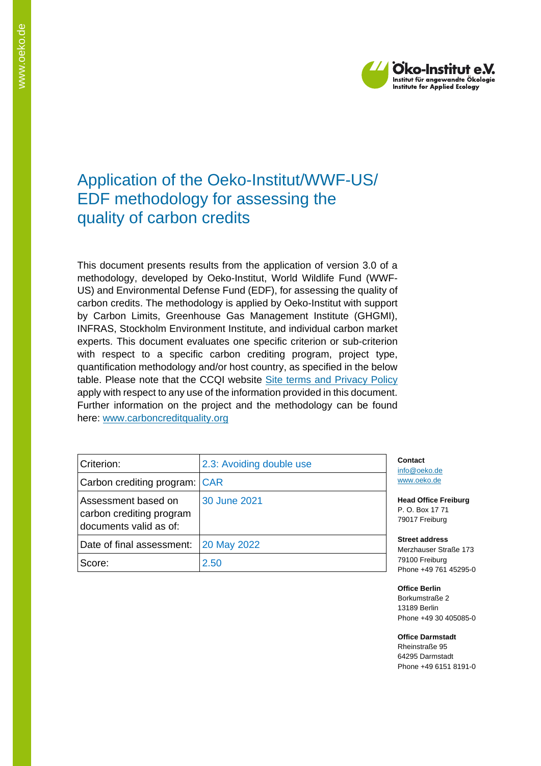Öko-Institut e.V.
Institut für angewandte Ökologie
Institute for Applied Ecology

# Application of the Oeko-Institut/WWF-US/ EDF methodology for assessing the quality of carbon credits

This document presents results from the application of version 3.0 of a methodology, developed by Oeko-Institut, World Wildlife Fund (WWF-US) and Environmental Defense Fund (EDF), for assessing the quality of carbon credits. The methodology is applied by Oeko-Institut with support by Carbon Limits, Greenhouse Gas Management Institute (GHGMI), INFRAS, Stockholm Environment Institute, and individual carbon market experts. This document evaluates one specific criterion or sub-criterion with respect to a specific carbon crediting program, project type, quantification methodology and/or host country, as specified in the below table. Please note that the CCQI website Site terms and Privacy Policy apply with respect to any use of the information provided in this document. Further information on the project and the methodology can be found here: www.carboncreditquality.org

| Criterion: | 2.3: Avoiding double use |
|---|---|
| Carbon crediting program: | CAR |
| Assessment based on carbon crediting program documents valid as of: | 30 June 2021 |
| Date of final assessment: | 20 May 2022 |
| Score: | 2.50 |

**Contact**
info@oeko.de
www.oeko.de

**Head Office Freiburg**
P. O. Box 17 71
79017 Freiburg

**Street address**
Merzhauser Straße 173
79100 Freiburg
Phone +49 761 45295-0

**Office Berlin**
Borkumstraße 2
13189 Berlin
Phone +49 30 405085-0

**Office Darmstadt**
Rheinstraße 95
64295 Darmstadt
Phone +49 6151 8191-0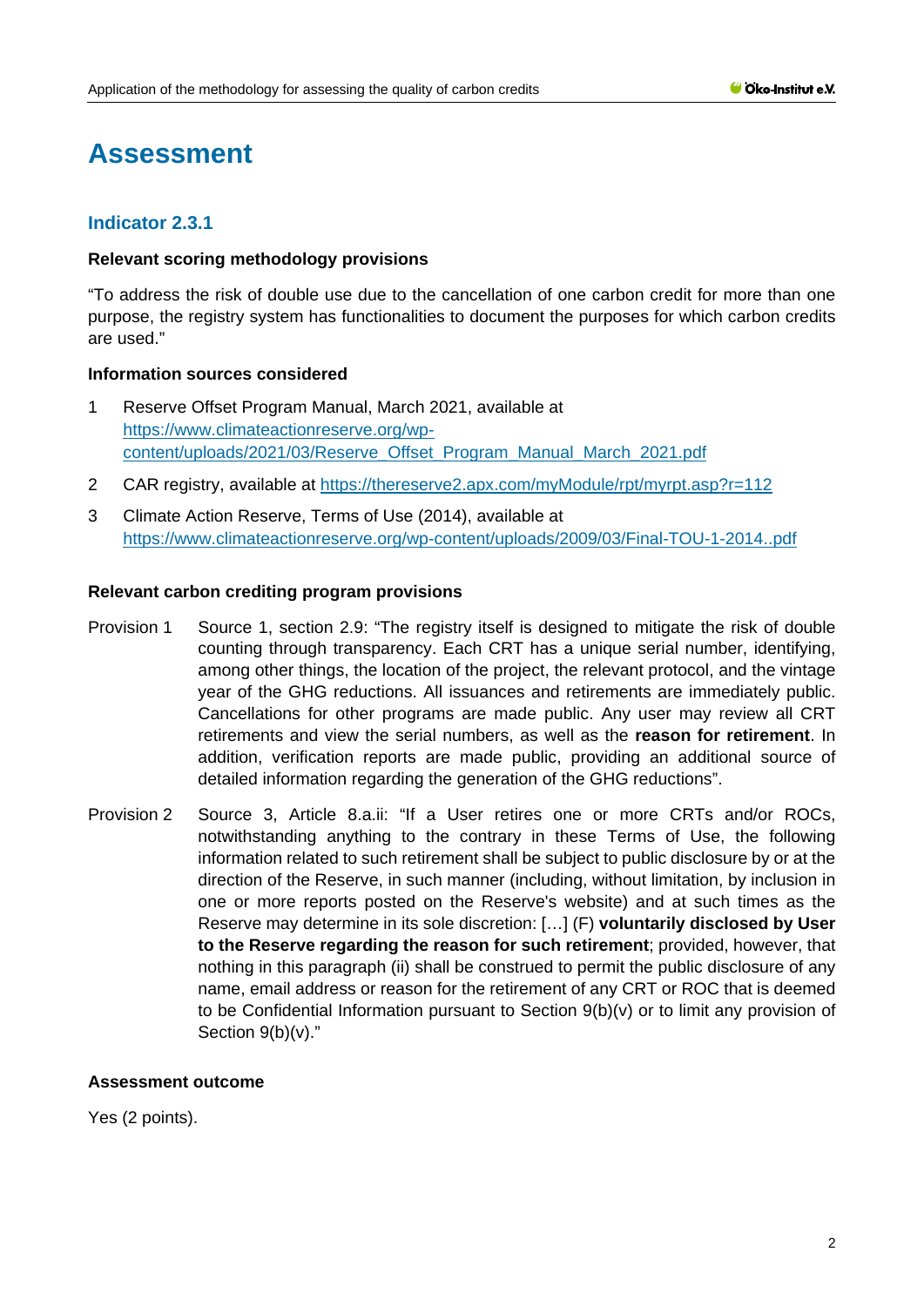# Assessment

## Indicator 2.3.1

**Relevant scoring methodology provisions**

"To address the risk of double use due to the cancellation of one carbon credit for more than one purpose, the registry system has functionalities to document the purposes for which carbon credits are used."

**Information sources considered**

1. Reserve Offset Program Manual, March 2021, available at https://www.climateactionreserve.org/wp-content/uploads/2021/03/Reserve_Offset_Program_Manual_March_2021.pdf
2. CAR registry, available at https://thereserve2.apx.com/myModule/rpt/myrpt.asp?r=112
3. Climate Action Reserve, Terms of Use (2014), available at https://www.climateactionreserve.org/wp-content/uploads/2009/03/Final-TOU-1-2014..pdf

**Relevant carbon crediting program provisions**

Provision 1: Source 1, section 2.9: "The registry itself is designed to mitigate the risk of double counting through transparency. Each CRT has a unique serial number, identifying, among other things, the location of the project, the relevant protocol, and the vintage year of the GHG reductions. All issuances and retirements are immediately public. Cancellations for other programs are made public. Any user may review all CRT retirements and view the serial numbers, as well as the **reason for retirement**. In addition, verification reports are made public, providing an additional source of detailed information regarding the generation of the GHG reductions".

Provision 2: Source 3, Article 8.a.ii: "If a User retires one or more CRTs and/or ROCs, notwithstanding anything to the contrary in these Terms of Use, the following information related to such retirement shall be subject to public disclosure by or at the direction of the Reserve, in such manner (including, without limitation, by inclusion in one or more reports posted on the Reserve's website) and at such times as the Reserve may determine in its sole discretion: […] (F) **voluntarily disclosed by User to the Reserve regarding the reason for such retirement**; provided, however, that nothing in this paragraph (ii) shall be construed to permit the public disclosure of any name, email address or reason for the retirement of any CRT or ROC that is deemed to be Confidential Information pursuant to Section 9(b)(v) or to limit any provision of Section 9(b)(v)."

**Assessment outcome**

Yes (2 points).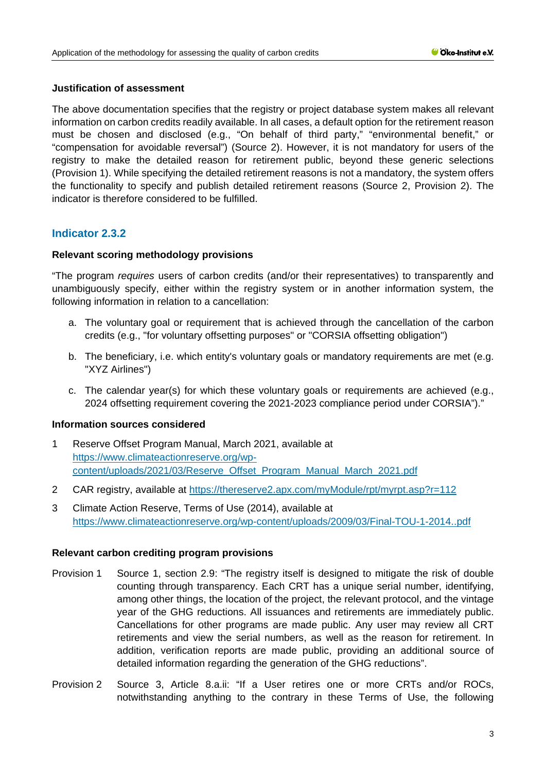**Justification of assessment**

The above documentation specifies that the registry or project database system makes all relevant information on carbon credits readily available. In all cases, a default option for the retirement reason must be chosen and disclosed (e.g., “On behalf of third party,” “environmental benefit,” or “compensation for avoidable reversal”) (Source 2). However, it is not mandatory for users of the registry to make the detailed reason for retirement public, beyond these generic selections (Provision 1). While specifying the detailed retirement reasons is not a mandatory, the system offers the functionality to specify and publish detailed retirement reasons (Source 2, Provision 2). The indicator is therefore considered to be fulfilled.

## Indicator 2.3.2

**Relevant scoring methodology provisions**

“The program *requires* users of carbon credits (and/or their representatives) to transparently and unambiguously specify, either within the registry system or in another information system, the following information in relation to a cancellation:

a. The voluntary goal or requirement that is achieved through the cancellation of the carbon credits (e.g., "for voluntary offsetting purposes" or "CORSIA offsetting obligation")

b. The beneficiary, i.e. which entity's voluntary goals or mandatory requirements are met (e.g. "XYZ Airlines")

c. The calendar year(s) for which these voluntary goals or requirements are achieved (e.g., 2024 offsetting requirement covering the 2021-2023 compliance period under CORSIA”).”

**Information sources considered**

1. Reserve Offset Program Manual, March 2021, available at [https://www.climateactionreserve.org/wp-content/uploads/2021/03/Reserve_Offset_Program_Manual_March_2021.pdf](https://www.climateactionreserve.org/wp-content/uploads/2021/03/Reserve_Offset_Program_Manual_March_2021.pdf)
2. CAR registry, available at [https://thereserve2.apx.com/myModule/rpt/myrpt.asp?r=112](https://thereserve2.apx.com/myModule/rpt/myrpt.asp?r=112)
3. Climate Action Reserve, Terms of Use (2014), available at [https://www.climateactionreserve.org/wp-content/uploads/2009/03/Final-TOU-1-2014..pdf](https://www.climateactionreserve.org/wp-content/uploads/2009/03/Final-TOU-1-2014..pdf)

**Relevant carbon crediting program provisions**

Provision 1 Source 1, section 2.9: “The registry itself is designed to mitigate the risk of double counting through transparency. Each CRT has a unique serial number, identifying, among other things, the location of the project, the relevant protocol, and the vintage year of the GHG reductions. All issuances and retirements are immediately public. Cancellations for other programs are made public. Any user may review all CRT retirements and view the serial numbers, as well as the reason for retirement. In addition, verification reports are made public, providing an additional source of detailed information regarding the generation of the GHG reductions”.

Provision 2 Source 3, Article 8.a.ii: “If a User retires one or more CRTs and/or ROCs, notwithstanding anything to the contrary in these Terms of Use, the following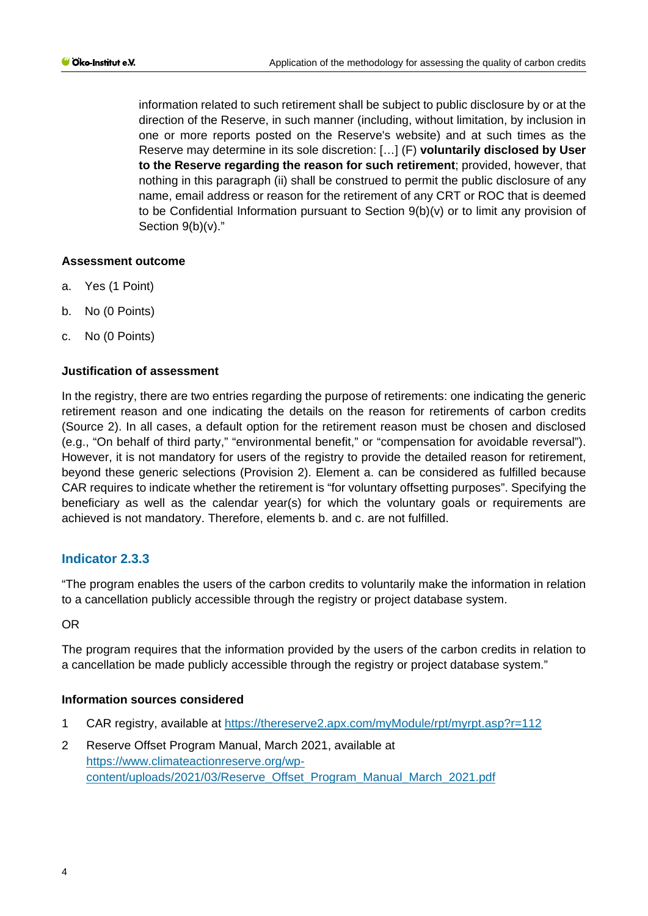information related to such retirement shall be subject to public disclosure by or at the direction of the Reserve, in such manner (including, without limitation, by inclusion in one or more reports posted on the Reserve's website) and at such times as the Reserve may determine in its sole discretion: […] (F) **voluntarily disclosed by User to the Reserve regarding the reason for such retirement**; provided, however, that nothing in this paragraph (ii) shall be construed to permit the public disclosure of any name, email address or reason for the retirement of any CRT or ROC that is deemed to be Confidential Information pursuant to Section 9(b)(v) or to limit any provision of Section 9(b)(v)."

**Assessment outcome**

a. Yes (1 Point)

b. No (0 Points)

c. No (0 Points)

**Justification of assessment**

In the registry, there are two entries regarding the purpose of retirements: one indicating the generic retirement reason and one indicating the details on the reason for retirements of carbon credits (Source 2). In all cases, a default option for the retirement reason must be chosen and disclosed (e.g., "On behalf of third party," "environmental benefit," or "compensation for avoidable reversal"). However, it is not mandatory for users of the registry to provide the detailed reason for retirement, beyond these generic selections (Provision 2). Element a. can be considered as fulfilled because CAR requires to indicate whether the retirement is "for voluntary offsetting purposes". Specifying the beneficiary as well as the calendar year(s) for which the voluntary goals or requirements are achieved is not mandatory. Therefore, elements b. and c. are not fulfilled.

## Indicator 2.3.3

"The program enables the users of the carbon credits to voluntarily make the information in relation to a cancellation publicly accessible through the registry or project database system.

OR

The program requires that the information provided by the users of the carbon credits in relation to a cancellation be made publicly accessible through the registry or project database system."

**Information sources considered**

1 CAR registry, available at https://thereserve2.apx.com/myModule/rpt/myrpt.asp?r=112

2 Reserve Offset Program Manual, March 2021, available at https://www.climateactionreserve.org/wp-content/uploads/2021/03/Reserve_Offset_Program_Manual_March_2021.pdf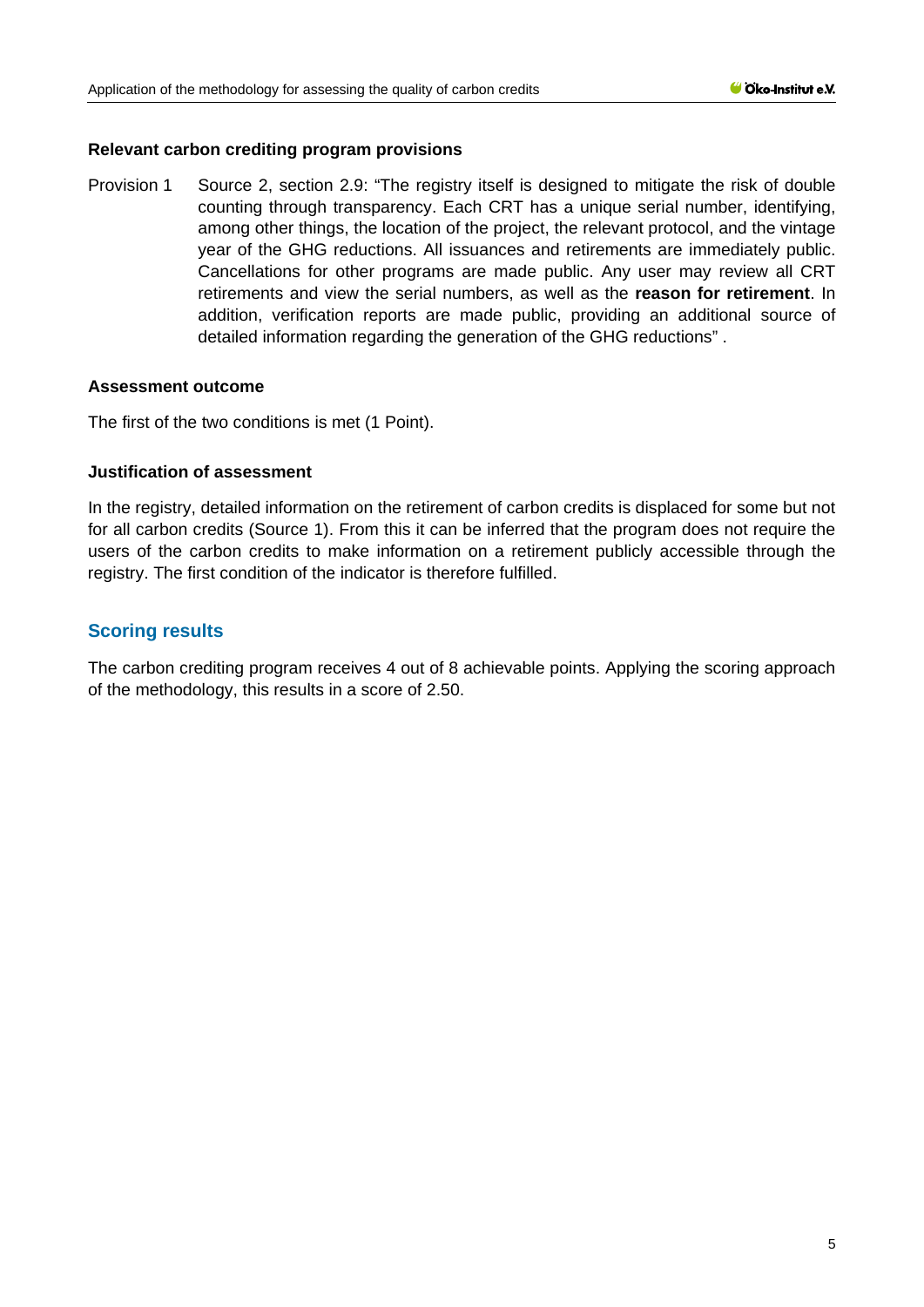**Relevant carbon crediting program provisions**

Provision 1 Source 2, section 2.9: "The registry itself is designed to mitigate the risk of double counting through transparency. Each CRT has a unique serial number, identifying, among other things, the location of the project, the relevant protocol, and the vintage year of the GHG reductions. All issuances and retirements are immediately public. Cancellations for other programs are made public. Any user may review all CRT retirements and view the serial numbers, as well as the **reason for retirement**. In addition, verification reports are made public, providing an additional source of detailed information regarding the generation of the GHG reductions" .

**Assessment outcome**

The first of the two conditions is met (1 Point).

**Justification of assessment**

In the registry, detailed information on the retirement of carbon credits is displaced for some but not for all carbon credits (Source 1). From this it can be inferred that the program does not require the users of the carbon credits to make information on a retirement publicly accessible through the registry. The first condition of the indicator is therefore fulfilled.

## Scoring results

The carbon crediting program receives 4 out of 8 achievable points. Applying the scoring approach of the methodology, this results in a score of 2.50.